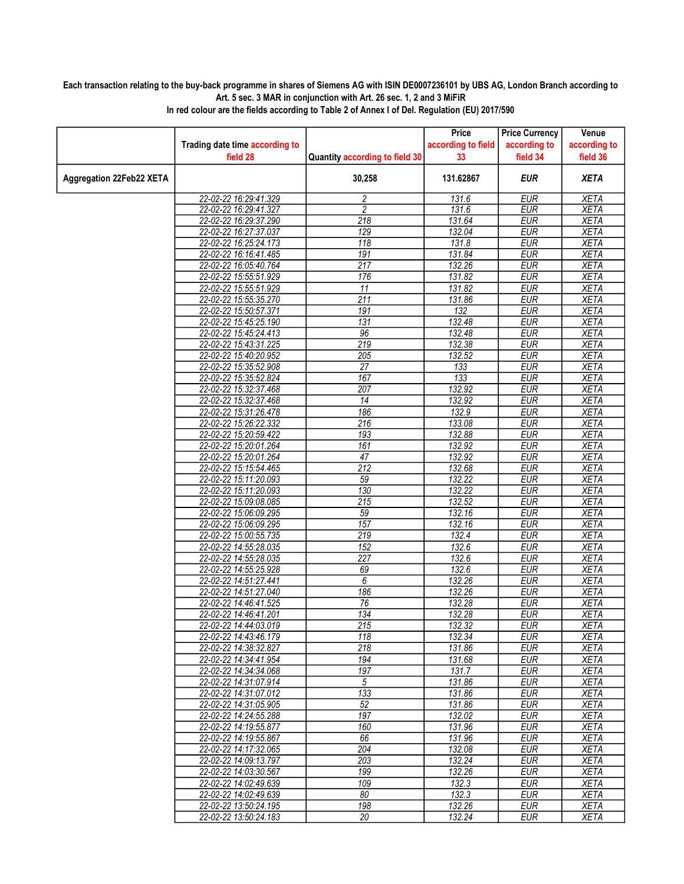**Each transaction relating to the buy-back programme in shares of Siemens AG with ISIN DE0007236101 by UBS AG, London Branch according to Art. 5 sec. 3 MAR in conjunction with Art. 26 sec. 1, 2 and 3 MiFiR**

**In red colour are the fields according to Table 2 of Annex I of Del. Regulation (EU) 2017/590**

| | Trading date time according to field 28 | Quantity according to field 30 | Price according to field 33 | Price Currency according to field 34 | Venue according to field 36 |
|---|---|---|---|---|---|
| **Aggregation 22Feb22 XETA** | | **30,258** | **131.62867** | ***EUR*** | ***XETA*** |
| | 22-02-22 16:29:41.329 | 2 | 131.6 | EUR | XETA |
| | 22-02-22 16:29:41.327 | 2 | 131.6 | EUR | XETA |
| | 22-02-22 16:29:37.290 | 218 | 131.64 | EUR | XETA |
| | 22-02-22 16:27:37.037 | 129 | 132.04 | EUR | XETA |
| | 22-02-22 16:25:24.173 | 118 | 131.8 | EUR | XETA |
| | 22-02-22 16:16:41.485 | 191 | 131.84 | EUR | XETA |
| | 22-02-22 16:05:40.764 | 217 | 132.26 | EUR | XETA |
| | 22-02-22 15:55:51.929 | 176 | 131.82 | EUR | XETA |
| | 22-02-22 15:55:51.929 | 11 | 131.82 | EUR | XETA |
| | 22-02-22 15:55:35.270 | 211 | 131.86 | EUR | XETA |
| | 22-02-22 15:50:57.371 | 191 | 132 | EUR | XETA |
| | 22-02-22 15:45:25.190 | 131 | 132.48 | EUR | XETA |
| | 22-02-22 15:45:24.413 | 96 | 132.48 | EUR | XETA |
| | 22-02-22 15:43:31.225 | 219 | 132.38 | EUR | XETA |
| | 22-02-22 15:40:20.952 | 205 | 132.52 | EUR | XETA |
| | 22-02-22 15:35:52.908 | 27 | 133 | EUR | XETA |
| | 22-02-22 15:35:52.824 | 167 | 133 | EUR | XETA |
| | 22-02-22 15:32:37.468 | 207 | 132.92 | EUR | XETA |
| | 22-02-22 15:32:37.468 | 14 | 132.92 | EUR | XETA |
| | 22-02-22 15:31:26.478 | 186 | 132.9 | EUR | XETA |
| | 22-02-22 15:26:22.332 | 216 | 133.08 | EUR | XETA |
| | 22-02-22 15:20:59.422 | 193 | 132.88 | EUR | XETA |
| | 22-02-22 15:20:01.264 | 161 | 132.92 | EUR | XETA |
| | 22-02-22 15:20:01.264 | 47 | 132.92 | EUR | XETA |
| | 22-02-22 15:15:54.465 | 212 | 132.68 | EUR | XETA |
| | 22-02-22 15:11:20.093 | 59 | 132.22 | EUR | XETA |
| | 22-02-22 15:11:20.093 | 130 | 132.22 | EUR | XETA |
| | 22-02-22 15:09:08.085 | 215 | 132.52 | EUR | XETA |
| | 22-02-22 15:06:09.295 | 59 | 132.16 | EUR | XETA |
| | 22-02-22 15:06:09.295 | 157 | 132.16 | EUR | XETA |
| | 22-02-22 15:00:55.735 | 219 | 132.4 | EUR | XETA |
| | 22-02-22 14:55:28.035 | 152 | 132.6 | EUR | XETA |
| | 22-02-22 14:55:28.035 | 227 | 132.6 | EUR | XETA |
| | 22-02-22 14:55:25.928 | 69 | 132.6 | EUR | XETA |
| | 22-02-22 14:51:27.441 | 6 | 132.26 | EUR | XETA |
| | 22-02-22 14:51:27.040 | 186 | 132.26 | EUR | XETA |
| | 22-02-22 14:46:41.525 | 76 | 132.28 | EUR | XETA |
| | 22-02-22 14:46:41.201 | 134 | 132.28 | EUR | XETA |
| | 22-02-22 14:44:03.019 | 215 | 132.32 | EUR | XETA |
| | 22-02-22 14:43:46.179 | 118 | 132.34 | EUR | XETA |
| | 22-02-22 14:38:32.827 | 218 | 131.86 | EUR | XETA |
| | 22-02-22 14:34:41.954 | 194 | 131.68 | EUR | XETA |
| | 22-02-22 14:34:34.068 | 197 | 131.7 | EUR | XETA |
| | 22-02-22 14:31:07.914 | 5 | 131.86 | EUR | XETA |
| | 22-02-22 14:31:07.012 | 133 | 131.86 | EUR | XETA |
| | 22-02-22 14:31:05.905 | 52 | 131.86 | EUR | XETA |
| | 22-02-22 14:24:55.288 | 197 | 132.02 | EUR | XETA |
| | 22-02-22 14:19:55.877 | 160 | 131.96 | EUR | XETA |
| | 22-02-22 14:19:55.867 | 66 | 131.96 | EUR | XETA |
| | 22-02-22 14:17:32.065 | 204 | 132.08 | EUR | XETA |
| | 22-02-22 14:09:13.797 | 203 | 132.24 | EUR | XETA |
| | 22-02-22 14:03:30.567 | 199 | 132.26 | EUR | XETA |
| | 22-02-22 14:02:49.639 | 109 | 132.3 | EUR | XETA |
| | 22-02-22 14:02:49.639 | 80 | 132.3 | EUR | XETA |
| | 22-02-22 13:50:24.195 | 198 | 132.26 | EUR | XETA |
| | 22-02-22 13:50:24.183 | 20 | 132.24 | EUR | XETA |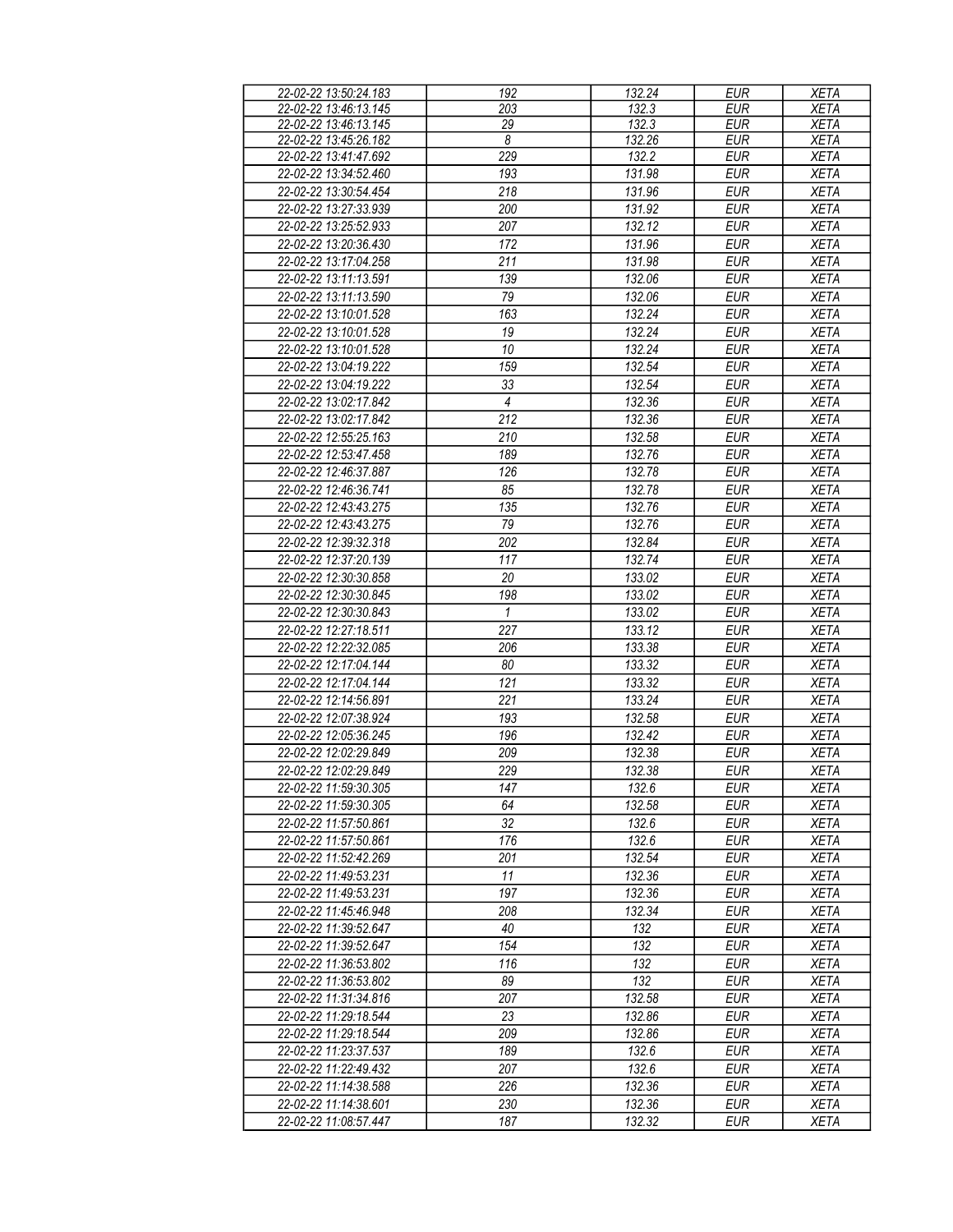| 22-02-22 13:50:24.183 | 192 | 132.24 | EUR | XETA |
|---|---|---|---|---|
| 22-02-22 13:46:13.145 | 203 | 132.3 | EUR | XETA |
| 22-02-22 13:46:13.145 | 29 | 132.3 | EUR | XETA |
| 22-02-22 13:45:26.182 | 8 | 132.26 | EUR | XETA |
| 22-02-22 13:41:47.692 | 229 | 132.2 | EUR | XETA |
| 22-02-22 13:34:52.460 | 193 | 131.98 | EUR | XETA |
| 22-02-22 13:30:54.454 | 218 | 131.96 | EUR | XETA |
| 22-02-22 13:27:33.939 | 200 | 131.92 | EUR | XETA |
| 22-02-22 13:25:52.933 | 207 | 132.12 | EUR | XETA |
| 22-02-22 13:20:36.430 | 172 | 131.96 | EUR | XETA |
| 22-02-22 13:17:04.258 | 211 | 131.98 | EUR | XETA |
| 22-02-22 13:11:13.591 | 139 | 132.06 | EUR | XETA |
| 22-02-22 13:11:13.590 | 79 | 132.06 | EUR | XETA |
| 22-02-22 13:10:01.528 | 163 | 132.24 | EUR | XETA |
| 22-02-22 13:10:01.528 | 19 | 132.24 | EUR | XETA |
| 22-02-22 13:10:01.528 | 10 | 132.24 | EUR | XETA |
| 22-02-22 13:04:19.222 | 159 | 132.54 | EUR | XETA |
| 22-02-22 13:04:19.222 | 33 | 132.54 | EUR | XETA |
| 22-02-22 13:02:17.842 | 4 | 132.36 | EUR | XETA |
| 22-02-22 13:02:17.842 | 212 | 132.36 | EUR | XETA |
| 22-02-22 12:55:25.163 | 210 | 132.58 | EUR | XETA |
| 22-02-22 12:53:47.458 | 189 | 132.76 | EUR | XETA |
| 22-02-22 12:46:37.887 | 126 | 132.78 | EUR | XETA |
| 22-02-22 12:46:36.741 | 85 | 132.78 | EUR | XETA |
| 22-02-22 12:43:43.275 | 135 | 132.76 | EUR | XETA |
| 22-02-22 12:43:43.275 | 79 | 132.76 | EUR | XETA |
| 22-02-22 12:39:32.318 | 202 | 132.84 | EUR | XETA |
| 22-02-22 12:37:20.139 | 117 | 132.74 | EUR | XETA |
| 22-02-22 12:30:30.858 | 20 | 133.02 | EUR | XETA |
| 22-02-22 12:30:30.845 | 198 | 133.02 | EUR | XETA |
| 22-02-22 12:30:30.843 | 1 | 133.02 | EUR | XETA |
| 22-02-22 12:27:18.511 | 227 | 133.12 | EUR | XETA |
| 22-02-22 12:22:32.085 | 206 | 133.38 | EUR | XETA |
| 22-02-22 12:17:04.144 | 80 | 133.32 | EUR | XETA |
| 22-02-22 12:17:04.144 | 121 | 133.32 | EUR | XETA |
| 22-02-22 12:14:56.891 | 221 | 133.24 | EUR | XETA |
| 22-02-22 12:07:38.924 | 193 | 132.58 | EUR | XETA |
| 22-02-22 12:05:36.245 | 196 | 132.42 | EUR | XETA |
| 22-02-22 12:02:29.849 | 209 | 132.38 | EUR | XETA |
| 22-02-22 12:02:29.849 | 229 | 132.38 | EUR | XETA |
| 22-02-22 11:59:30.305 | 147 | 132.6 | EUR | XETA |
| 22-02-22 11:59:30.305 | 64 | 132.58 | EUR | XETA |
| 22-02-22 11:57:50.861 | 32 | 132.6 | EUR | XETA |
| 22-02-22 11:57:50.861 | 176 | 132.6 | EUR | XETA |
| 22-02-22 11:52:42.269 | 201 | 132.54 | EUR | XETA |
| 22-02-22 11:49:53.231 | 11 | 132.36 | EUR | XETA |
| 22-02-22 11:49:53.231 | 197 | 132.36 | EUR | XETA |
| 22-02-22 11:45:46.948 | 208 | 132.34 | EUR | XETA |
| 22-02-22 11:39:52.647 | 40 | 132 | EUR | XETA |
| 22-02-22 11:39:52.647 | 154 | 132 | EUR | XETA |
| 22-02-22 11:36:53.802 | 116 | 132 | EUR | XETA |
| 22-02-22 11:36:53.802 | 89 | 132 | EUR | XETA |
| 22-02-22 11:31:34.816 | 207 | 132.58 | EUR | XETA |
| 22-02-22 11:29:18.544 | 23 | 132.86 | EUR | XETA |
| 22-02-22 11:29:18.544 | 209 | 132.86 | EUR | XETA |
| 22-02-22 11:23:37.537 | 189 | 132.6 | EUR | XETA |
| 22-02-22 11:22:49.432 | 207 | 132.6 | EUR | XETA |
| 22-02-22 11:14:38.588 | 226 | 132.36 | EUR | XETA |
| 22-02-22 11:14:38.601 | 230 | 132.36 | EUR | XETA |
| 22-02-22 11:08:57.447 | 187 | 132.32 | EUR | XETA |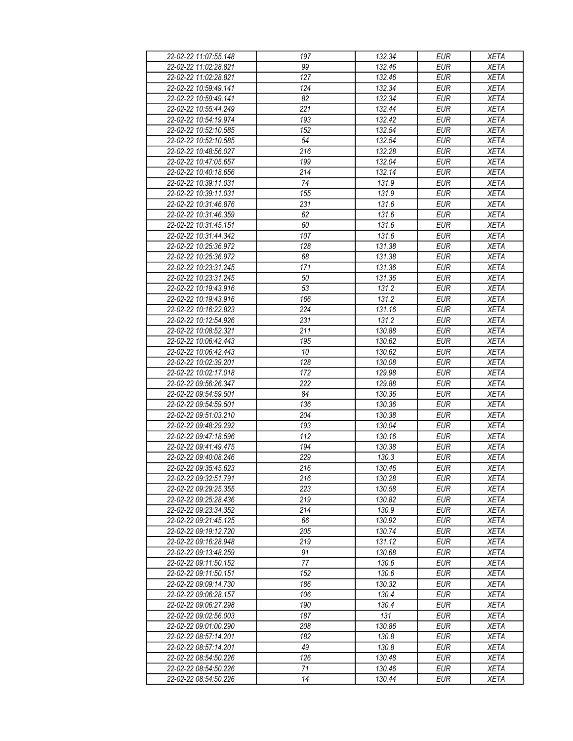| 22-02-22 11:07:55.148 | 197 | 132.34 | EUR | XETA |
|---|---|---|---|---|
| 22-02-22 11:02:28.821 | 99 | 132.46 | EUR | XETA |
| 22-02-22 11:02:28.821 | 127 | 132.46 | EUR | XETA |
| 22-02-22 10:59:49.141 | 124 | 132.34 | EUR | XETA |
| 22-02-22 10:59:49.141 | 82 | 132.34 | EUR | XETA |
| 22-02-22 10:55:44.249 | 221 | 132.44 | EUR | XETA |
| 22-02-22 10:54:19.974 | 193 | 132.42 | EUR | XETA |
| 22-02-22 10:52:10.585 | 152 | 132.54 | EUR | XETA |
| 22-02-22 10:52:10.585 | 54 | 132.54 | EUR | XETA |
| 22-02-22 10:48:56.027 | 216 | 132.28 | EUR | XETA |
| 22-02-22 10:47:05.657 | 199 | 132.04 | EUR | XETA |
| 22-02-22 10:40:18.656 | 214 | 132.14 | EUR | XETA |
| 22-02-22 10:39:11.031 | 74 | 131.9 | EUR | XETA |
| 22-02-22 10:39:11.031 | 155 | 131.9 | EUR | XETA |
| 22-02-22 10:31:46.876 | 231 | 131.6 | EUR | XETA |
| 22-02-22 10:31:46.359 | 62 | 131.6 | EUR | XETA |
| 22-02-22 10:31:45.151 | 60 | 131.6 | EUR | XETA |
| 22-02-22 10:31:44.342 | 107 | 131.6 | EUR | XETA |
| 22-02-22 10:25:36.972 | 128 | 131.38 | EUR | XETA |
| 22-02-22 10:25:36.972 | 68 | 131.38 | EUR | XETA |
| 22-02-22 10:23:31.245 | 171 | 131.36 | EUR | XETA |
| 22-02-22 10:23:31.245 | 50 | 131.36 | EUR | XETA |
| 22-02-22 10:19:43.916 | 53 | 131.2 | EUR | XETA |
| 22-02-22 10:19:43.916 | 166 | 131.2 | EUR | XETA |
| 22-02-22 10:16:22.823 | 224 | 131.16 | EUR | XETA |
| 22-02-22 10:12:54.926 | 231 | 131.2 | EUR | XETA |
| 22-02-22 10:08:52.321 | 211 | 130.88 | EUR | XETA |
| 22-02-22 10:06:42.443 | 195 | 130.62 | EUR | XETA |
| 22-02-22 10:06:42.443 | 10 | 130.62 | EUR | XETA |
| 22-02-22 10:02:39.201 | 128 | 130.08 | EUR | XETA |
| 22-02-22 10:02:17.018 | 172 | 129.98 | EUR | XETA |
| 22-02-22 09:56:26.347 | 222 | 129.88 | EUR | XETA |
| 22-02-22 09:54:59.501 | 84 | 130.36 | EUR | XETA |
| 22-02-22 09:54:59.501 | 136 | 130.36 | EUR | XETA |
| 22-02-22 09:51:03.210 | 204 | 130.38 | EUR | XETA |
| 22-02-22 09:48:29.292 | 193 | 130.04 | EUR | XETA |
| 22-02-22 09:47:18.596 | 112 | 130.16 | EUR | XETA |
| 22-02-22 09:41:49.475 | 194 | 130.38 | EUR | XETA |
| 22-02-22 09:40:08.246 | 229 | 130.3 | EUR | XETA |
| 22-02-22 09:35:45.623 | 216 | 130.46 | EUR | XETA |
| 22-02-22 09:32:51.791 | 216 | 130.28 | EUR | XETA |
| 22-02-22 09:29:25.355 | 223 | 130.58 | EUR | XETA |
| 22-02-22 09:25:28.436 | 219 | 130.82 | EUR | XETA |
| 22-02-22 09:23:34.352 | 214 | 130.9 | EUR | XETA |
| 22-02-22 09:21:45.125 | 66 | 130.92 | EUR | XETA |
| 22-02-22 09:19:12.720 | 205 | 130.74 | EUR | XETA |
| 22-02-22 09:16:28.948 | 219 | 131.12 | EUR | XETA |
| 22-02-22 09:13:48.259 | 91 | 130.68 | EUR | XETA |
| 22-02-22 09:11:50.152 | 77 | 130.6 | EUR | XETA |
| 22-02-22 09:11:50.151 | 152 | 130.6 | EUR | XETA |
| 22-02-22 09:09:14.730 | 186 | 130.32 | EUR | XETA |
| 22-02-22 09:06:28.157 | 106 | 130.4 | EUR | XETA |
| 22-02-22 09:06:27.298 | 190 | 130.4 | EUR | XETA |
| 22-02-22 09:02:56.003 | 187 | 131 | EUR | XETA |
| 22-02-22 09:01:00.290 | 208 | 130.86 | EUR | XETA |
| 22-02-22 08:57:14.201 | 182 | 130.8 | EUR | XETA |
| 22-02-22 08:57:14.201 | 49 | 130.8 | EUR | XETA |
| 22-02-22 08:54:50.226 | 126 | 130.48 | EUR | XETA |
| 22-02-22 08:54:50.226 | 71 | 130.46 | EUR | XETA |
| 22-02-22 08:54:50.226 | 14 | 130.44 | EUR | XETA |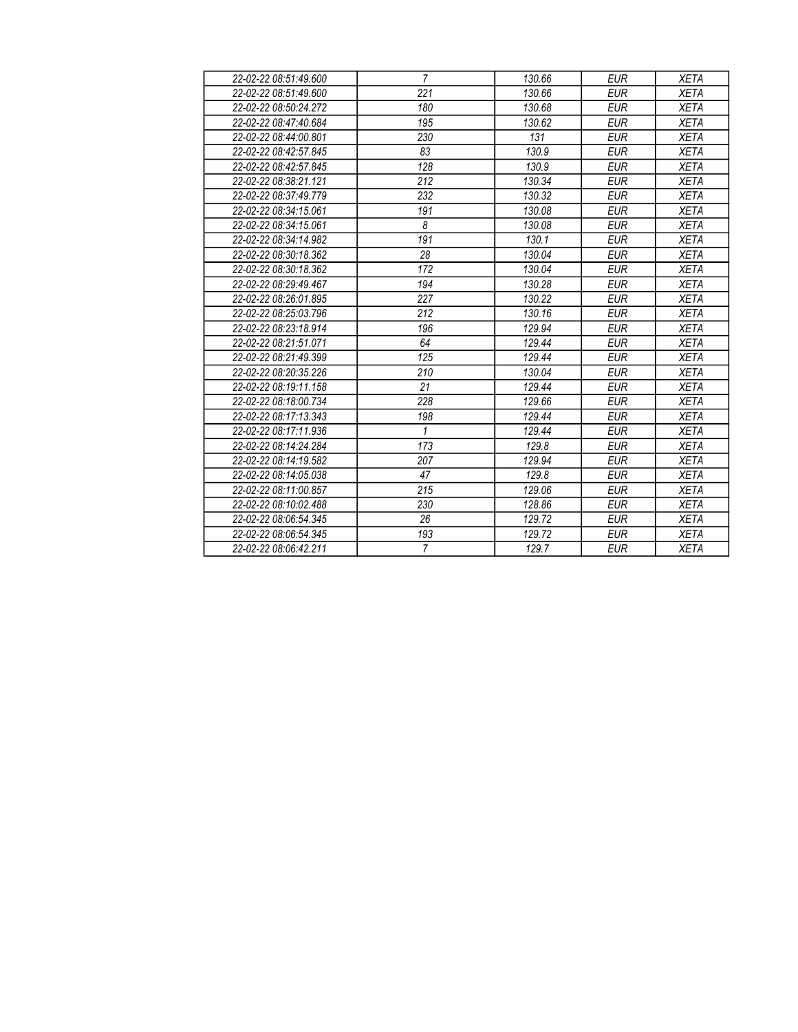| 22-02-22 08:51:49.600 | 7 | 130.66 | EUR | XETA |
|---|---|---|---|---|
| 22-02-22 08:51:49.600 | 221 | 130.66 | EUR | XETA |
| 22-02-22 08:50:24.272 | 180 | 130.68 | EUR | XETA |
| 22-02-22 08:47:40.684 | 195 | 130.62 | EUR | XETA |
| 22-02-22 08:44:00.801 | 230 | 131 | EUR | XETA |
| 22-02-22 08:42:57.845 | 83 | 130.9 | EUR | XETA |
| 22-02-22 08:42:57.845 | 128 | 130.9 | EUR | XETA |
| 22-02-22 08:38:21.121 | 212 | 130.34 | EUR | XETA |
| 22-02-22 08:37:49.779 | 232 | 130.32 | EUR | XETA |
| 22-02-22 08:34:15.061 | 191 | 130.08 | EUR | XETA |
| 22-02-22 08:34:15.061 | 8 | 130.08 | EUR | XETA |
| 22-02-22 08:34:14.982 | 191 | 130.1 | EUR | XETA |
| 22-02-22 08:30:18.362 | 28 | 130.04 | EUR | XETA |
| 22-02-22 08:30:18.362 | 172 | 130.04 | EUR | XETA |
| 22-02-22 08:29:49.467 | 194 | 130.28 | EUR | XETA |
| 22-02-22 08:26:01.895 | 227 | 130.22 | EUR | XETA |
| 22-02-22 08:25:03.796 | 212 | 130.16 | EUR | XETA |
| 22-02-22 08:23:18.914 | 196 | 129.94 | EUR | XETA |
| 22-02-22 08:21:51.071 | 64 | 129.44 | EUR | XETA |
| 22-02-22 08:21:49.399 | 125 | 129.44 | EUR | XETA |
| 22-02-22 08:20:35.226 | 210 | 130.04 | EUR | XETA |
| 22-02-22 08:19:11.158 | 21 | 129.44 | EUR | XETA |
| 22-02-22 08:18:00.734 | 228 | 129.66 | EUR | XETA |
| 22-02-22 08:17:13.343 | 198 | 129.44 | EUR | XETA |
| 22-02-22 08:17:11.936 | 1 | 129.44 | EUR | XETA |
| 22-02-22 08:14:24.284 | 173 | 129.8 | EUR | XETA |
| 22-02-22 08:14:19.582 | 207 | 129.94 | EUR | XETA |
| 22-02-22 08:14:05.038 | 47 | 129.8 | EUR | XETA |
| 22-02-22 08:11:00.857 | 215 | 129.06 | EUR | XETA |
| 22-02-22 08:10:02.488 | 230 | 128.86 | EUR | XETA |
| 22-02-22 08:06:54.345 | 26 | 129.72 | EUR | XETA |
| 22-02-22 08:06:54.345 | 193 | 129.72 | EUR | XETA |
| 22-02-22 08:06:42.211 | 7 | 129.7 | EUR | XETA |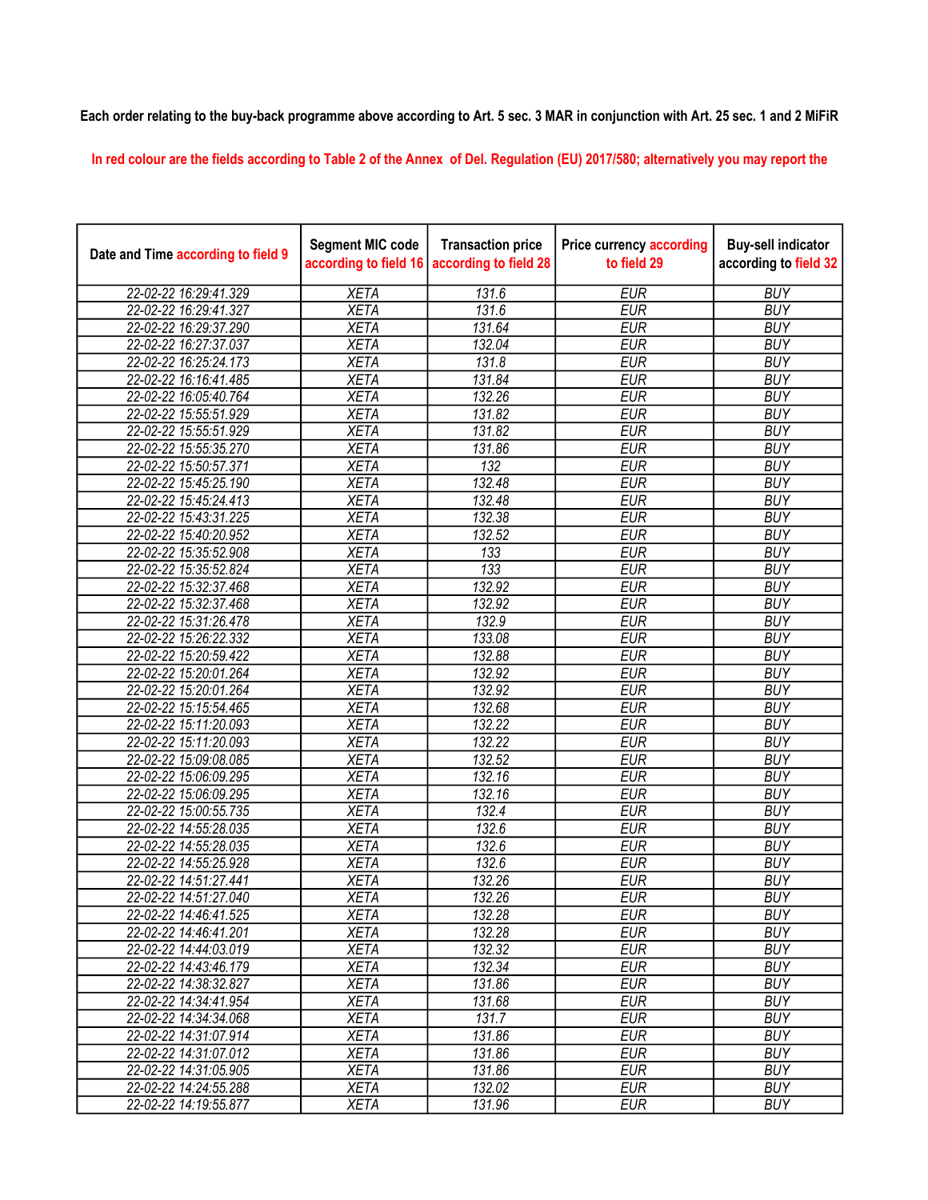Each order relating to the buy-back programme above according to Art. 5 sec. 3 MAR in conjunction with Art. 25 sec. 1 and 2 MiFiR

In red colour are the fields according to Table 2 of the Annex of Del. Regulation (EU) 2017/580; alternatively you may report the

| Date and Time according to field 9 | Segment MIC code according to field 16 | Transaction price according to field 28 | Price currency according to field 29 | Buy-sell indicator according to field 32 |
|---|---|---|---|---|
| 22-02-22 16:29:41.329 | XETA | 131.6 | EUR | BUY |
| 22-02-22 16:29:41.327 | XETA | 131.6 | EUR | BUY |
| 22-02-22 16:29:37.290 | XETA | 131.64 | EUR | BUY |
| 22-02-22 16:27:37.037 | XETA | 132.04 | EUR | BUY |
| 22-02-22 16:25:24.173 | XETA | 131.8 | EUR | BUY |
| 22-02-22 16:16:41.485 | XETA | 131.84 | EUR | BUY |
| 22-02-22 16:05:40.764 | XETA | 132.26 | EUR | BUY |
| 22-02-22 15:55:51.929 | XETA | 131.82 | EUR | BUY |
| 22-02-22 15:55:51.929 | XETA | 131.82 | EUR | BUY |
| 22-02-22 15:55:35.270 | XETA | 131.86 | EUR | BUY |
| 22-02-22 15:50:57.371 | XETA | 132 | EUR | BUY |
| 22-02-22 15:45:25.190 | XETA | 132.48 | EUR | BUY |
| 22-02-22 15:45:24.413 | XETA | 132.48 | EUR | BUY |
| 22-02-22 15:43:31.225 | XETA | 132.38 | EUR | BUY |
| 22-02-22 15:40:20.952 | XETA | 132.52 | EUR | BUY |
| 22-02-22 15:35:52.908 | XETA | 133 | EUR | BUY |
| 22-02-22 15:35:52.824 | XETA | 133 | EUR | BUY |
| 22-02-22 15:32:37.468 | XETA | 132.92 | EUR | BUY |
| 22-02-22 15:32:37.468 | XETA | 132.92 | EUR | BUY |
| 22-02-22 15:31:26.478 | XETA | 132.9 | EUR | BUY |
| 22-02-22 15:26:22.332 | XETA | 133.08 | EUR | BUY |
| 22-02-22 15:20:59.422 | XETA | 132.88 | EUR | BUY |
| 22-02-22 15:20:01.264 | XETA | 132.92 | EUR | BUY |
| 22-02-22 15:20:01.264 | XETA | 132.92 | EUR | BUY |
| 22-02-22 15:15:54.465 | XETA | 132.68 | EUR | BUY |
| 22-02-22 15:11:20.093 | XETA | 132.22 | EUR | BUY |
| 22-02-22 15:11:20.093 | XETA | 132.22 | EUR | BUY |
| 22-02-22 15:09:08.085 | XETA | 132.52 | EUR | BUY |
| 22-02-22 15:06:09.295 | XETA | 132.16 | EUR | BUY |
| 22-02-22 15:06:09.295 | XETA | 132.16 | EUR | BUY |
| 22-02-22 15:00:55.735 | XETA | 132.4 | EUR | BUY |
| 22-02-22 14:55:28.035 | XETA | 132.6 | EUR | BUY |
| 22-02-22 14:55:28.035 | XETA | 132.6 | EUR | BUY |
| 22-02-22 14:55:25.928 | XETA | 132.6 | EUR | BUY |
| 22-02-22 14:51:27.441 | XETA | 132.26 | EUR | BUY |
| 22-02-22 14:51:27.040 | XETA | 132.26 | EUR | BUY |
| 22-02-22 14:46:41.525 | XETA | 132.28 | EUR | BUY |
| 22-02-22 14:46:41.201 | XETA | 132.28 | EUR | BUY |
| 22-02-22 14:44:03.019 | XETA | 132.32 | EUR | BUY |
| 22-02-22 14:43:46.179 | XETA | 132.34 | EUR | BUY |
| 22-02-22 14:38:32.827 | XETA | 131.86 | EUR | BUY |
| 22-02-22 14:34:41.954 | XETA | 131.68 | EUR | BUY |
| 22-02-22 14:34:34.068 | XETA | 131.7 | EUR | BUY |
| 22-02-22 14:31:07.914 | XETA | 131.86 | EUR | BUY |
| 22-02-22 14:31:07.012 | XETA | 131.86 | EUR | BUY |
| 22-02-22 14:31:05.905 | XETA | 131.86 | EUR | BUY |
| 22-02-22 14:24:55.288 | XETA | 132.02 | EUR | BUY |
| 22-02-22 14:19:55.877 | XETA | 131.96 | EUR | BUY |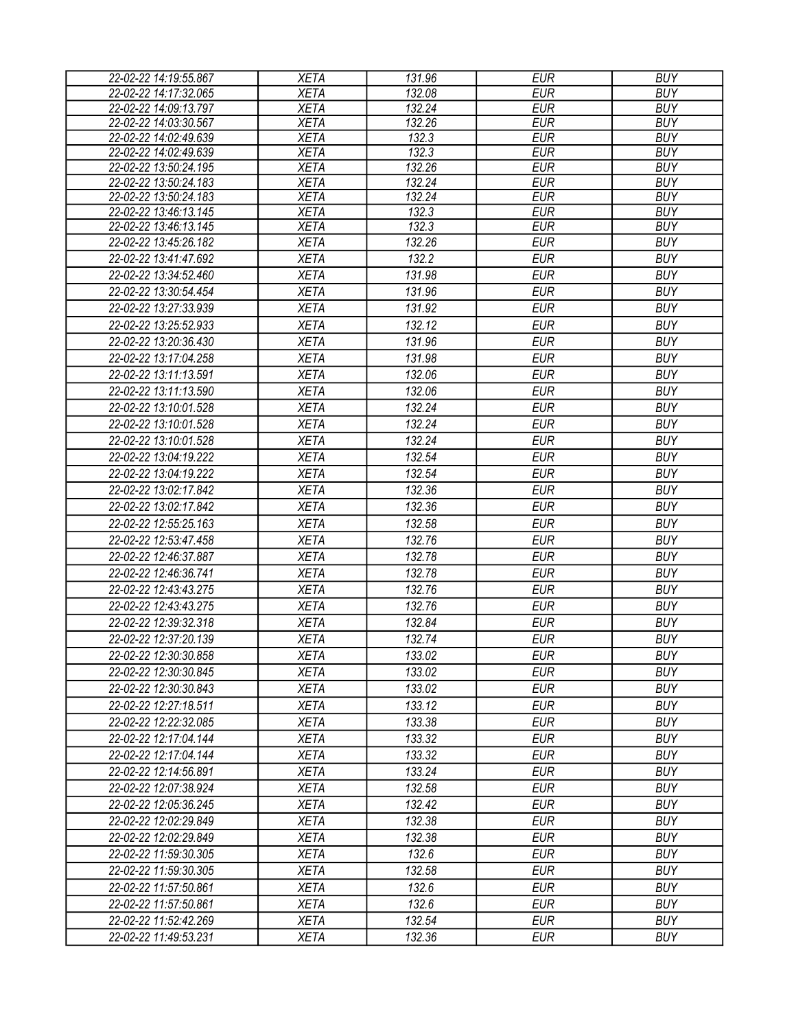| 22-02-22 14:19:55.867 | XETA | 131.96 | EUR | BUY |
|---|---|---|---|---|
| 22-02-22 14:17:32.065 | XETA | 132.08 | EUR | BUY |
| 22-02-22 14:09:13.797 | XETA | 132.24 | EUR | BUY |
| 22-02-22 14:03:30.567 | XETA | 132.26 | EUR | BUY |
| 22-02-22 14:02:49.639 | XETA | 132.3 | EUR | BUY |
| 22-02-22 14:02:49.639 | XETA | 132.3 | EUR | BUY |
| 22-02-22 13:50:24.195 | XETA | 132.26 | EUR | BUY |
| 22-02-22 13:50:24.183 | XETA | 132.24 | EUR | BUY |
| 22-02-22 13:50:24.183 | XETA | 132.24 | EUR | BUY |
| 22-02-22 13:46:13.145 | XETA | 132.3 | EUR | BUY |
| 22-02-22 13:46:13.145 | XETA | 132.3 | EUR | BUY |
| 22-02-22 13:45:26.182 | XETA | 132.26 | EUR | BUY |
| 22-02-22 13:41:47.692 | XETA | 132.2 | EUR | BUY |
| 22-02-22 13:34:52.460 | XETA | 131.98 | EUR | BUY |
| 22-02-22 13:30:54.454 | XETA | 131.96 | EUR | BUY |
| 22-02-22 13:27:33.939 | XETA | 131.92 | EUR | BUY |
| 22-02-22 13:25:52.933 | XETA | 132.12 | EUR | BUY |
| 22-02-22 13:20:36.430 | XETA | 131.96 | EUR | BUY |
| 22-02-22 13:17:04.258 | XETA | 131.98 | EUR | BUY |
| 22-02-22 13:11:13.591 | XETA | 132.06 | EUR | BUY |
| 22-02-22 13:11:13.590 | XETA | 132.06 | EUR | BUY |
| 22-02-22 13:10:01.528 | XETA | 132.24 | EUR | BUY |
| 22-02-22 13:10:01.528 | XETA | 132.24 | EUR | BUY |
| 22-02-22 13:10:01.528 | XETA | 132.24 | EUR | BUY |
| 22-02-22 13:04:19.222 | XETA | 132.54 | EUR | BUY |
| 22-02-22 13:04:19.222 | XETA | 132.54 | EUR | BUY |
| 22-02-22 13:02:17.842 | XETA | 132.36 | EUR | BUY |
| 22-02-22 13:02:17.842 | XETA | 132.36 | EUR | BUY |
| 22-02-22 12:55:25.163 | XETA | 132.58 | EUR | BUY |
| 22-02-22 12:53:47.458 | XETA | 132.76 | EUR | BUY |
| 22-02-22 12:46:37.887 | XETA | 132.78 | EUR | BUY |
| 22-02-22 12:46:36.741 | XETA | 132.78 | EUR | BUY |
| 22-02-22 12:43:43.275 | XETA | 132.76 | EUR | BUY |
| 22-02-22 12:43:43.275 | XETA | 132.76 | EUR | BUY |
| 22-02-22 12:39:32.318 | XETA | 132.84 | EUR | BUY |
| 22-02-22 12:37:20.139 | XETA | 132.74 | EUR | BUY |
| 22-02-22 12:30:30.858 | XETA | 133.02 | EUR | BUY |
| 22-02-22 12:30:30.845 | XETA | 133.02 | EUR | BUY |
| 22-02-22 12:30:30.843 | XETA | 133.02 | EUR | BUY |
| 22-02-22 12:27:18.511 | XETA | 133.12 | EUR | BUY |
| 22-02-22 12:22:32.085 | XETA | 133.38 | EUR | BUY |
| 22-02-22 12:17:04.144 | XETA | 133.32 | EUR | BUY |
| 22-02-22 12:17:04.144 | XETA | 133.32 | EUR | BUY |
| 22-02-22 12:14:56.891 | XETA | 133.24 | EUR | BUY |
| 22-02-22 12:07:38.924 | XETA | 132.58 | EUR | BUY |
| 22-02-22 12:05:36.245 | XETA | 132.42 | EUR | BUY |
| 22-02-22 12:02:29.849 | XETA | 132.38 | EUR | BUY |
| 22-02-22 12:02:29.849 | XETA | 132.38 | EUR | BUY |
| 22-02-22 11:59:30.305 | XETA | 132.6 | EUR | BUY |
| 22-02-22 11:59:30.305 | XETA | 132.58 | EUR | BUY |
| 22-02-22 11:57:50.861 | XETA | 132.6 | EUR | BUY |
| 22-02-22 11:57:50.861 | XETA | 132.6 | EUR | BUY |
| 22-02-22 11:52:42.269 | XETA | 132.54 | EUR | BUY |
| 22-02-22 11:49:53.231 | XETA | 132.36 | EUR | BUY |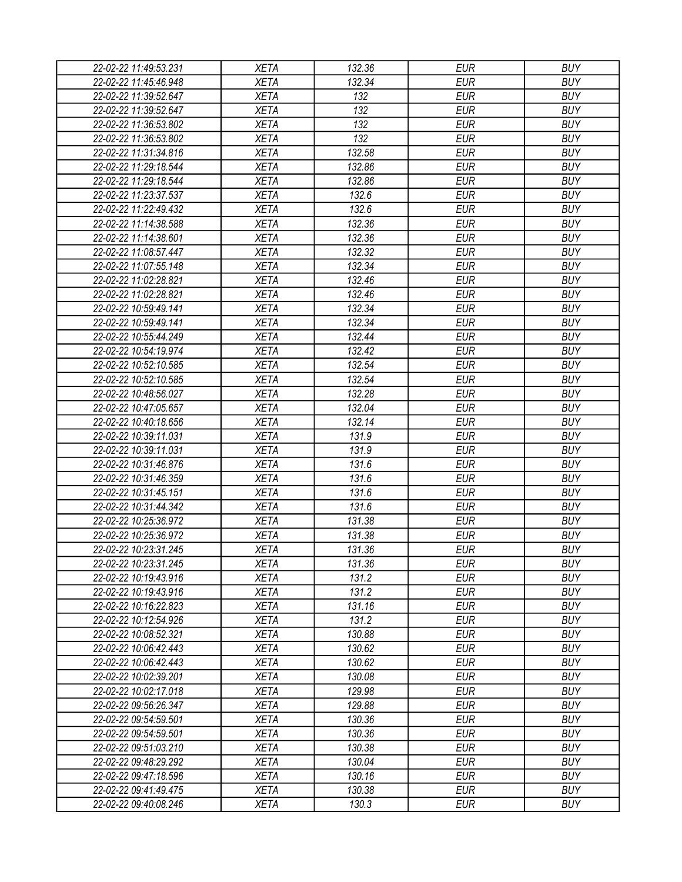| 22-02-22 11:49:53.231 | XETA | 132.36 | EUR | BUY |
|---|---|---|---|---|
| 22-02-22 11:45:46.948 | XETA | 132.34 | EUR | BUY |
| 22-02-22 11:39:52.647 | XETA | 132 | EUR | BUY |
| 22-02-22 11:39:52.647 | XETA | 132 | EUR | BUY |
| 22-02-22 11:36:53.802 | XETA | 132 | EUR | BUY |
| 22-02-22 11:36:53.802 | XETA | 132 | EUR | BUY |
| 22-02-22 11:31:34.816 | XETA | 132.58 | EUR | BUY |
| 22-02-22 11:29:18.544 | XETA | 132.86 | EUR | BUY |
| 22-02-22 11:29:18.544 | XETA | 132.86 | EUR | BUY |
| 22-02-22 11:23:37.537 | XETA | 132.6 | EUR | BUY |
| 22-02-22 11:22:49.432 | XETA | 132.6 | EUR | BUY |
| 22-02-22 11:14:38.588 | XETA | 132.36 | EUR | BUY |
| 22-02-22 11:14:38.601 | XETA | 132.36 | EUR | BUY |
| 22-02-22 11:08:57.447 | XETA | 132.32 | EUR | BUY |
| 22-02-22 11:07:55.148 | XETA | 132.34 | EUR | BUY |
| 22-02-22 11:02:28.821 | XETA | 132.46 | EUR | BUY |
| 22-02-22 11:02:28.821 | XETA | 132.46 | EUR | BUY |
| 22-02-22 10:59:49.141 | XETA | 132.34 | EUR | BUY |
| 22-02-22 10:59:49.141 | XETA | 132.34 | EUR | BUY |
| 22-02-22 10:55:44.249 | XETA | 132.44 | EUR | BUY |
| 22-02-22 10:54:19.974 | XETA | 132.42 | EUR | BUY |
| 22-02-22 10:52:10.585 | XETA | 132.54 | EUR | BUY |
| 22-02-22 10:52:10.585 | XETA | 132.54 | EUR | BUY |
| 22-02-22 10:48:56.027 | XETA | 132.28 | EUR | BUY |
| 22-02-22 10:47:05.657 | XETA | 132.04 | EUR | BUY |
| 22-02-22 10:40:18.656 | XETA | 132.14 | EUR | BUY |
| 22-02-22 10:39:11.031 | XETA | 131.9 | EUR | BUY |
| 22-02-22 10:39:11.031 | XETA | 131.9 | EUR | BUY |
| 22-02-22 10:31:46.876 | XETA | 131.6 | EUR | BUY |
| 22-02-22 10:31:46.359 | XETA | 131.6 | EUR | BUY |
| 22-02-22 10:31:45.151 | XETA | 131.6 | EUR | BUY |
| 22-02-22 10:31:44.342 | XETA | 131.6 | EUR | BUY |
| 22-02-22 10:25:36.972 | XETA | 131.38 | EUR | BUY |
| 22-02-22 10:25:36.972 | XETA | 131.38 | EUR | BUY |
| 22-02-22 10:23:31.245 | XETA | 131.36 | EUR | BUY |
| 22-02-22 10:23:31.245 | XETA | 131.36 | EUR | BUY |
| 22-02-22 10:19:43.916 | XETA | 131.2 | EUR | BUY |
| 22-02-22 10:19:43.916 | XETA | 131.2 | EUR | BUY |
| 22-02-22 10:16:22.823 | XETA | 131.16 | EUR | BUY |
| 22-02-22 10:12:54.926 | XETA | 131.2 | EUR | BUY |
| 22-02-22 10:08:52.321 | XETA | 130.88 | EUR | BUY |
| 22-02-22 10:06:42.443 | XETA | 130.62 | EUR | BUY |
| 22-02-22 10:06:42.443 | XETA | 130.62 | EUR | BUY |
| 22-02-22 10:02:39.201 | XETA | 130.08 | EUR | BUY |
| 22-02-22 10:02:17.018 | XETA | 129.98 | EUR | BUY |
| 22-02-22 09:56:26.347 | XETA | 129.88 | EUR | BUY |
| 22-02-22 09:54:59.501 | XETA | 130.36 | EUR | BUY |
| 22-02-22 09:54:59.501 | XETA | 130.36 | EUR | BUY |
| 22-02-22 09:51:03.210 | XETA | 130.38 | EUR | BUY |
| 22-02-22 09:48:29.292 | XETA | 130.04 | EUR | BUY |
| 22-02-22 09:47:18.596 | XETA | 130.16 | EUR | BUY |
| 22-02-22 09:41:49.475 | XETA | 130.38 | EUR | BUY |
| 22-02-22 09:40:08.246 | XETA | 130.3 | EUR | BUY |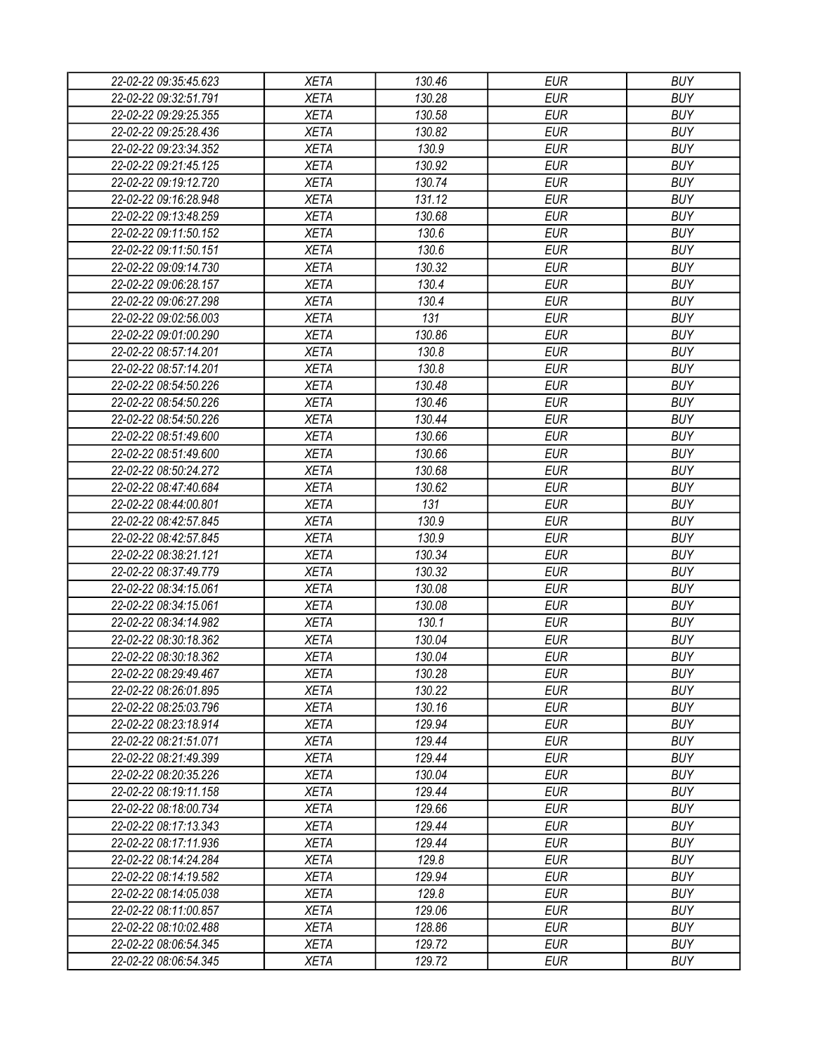| 22-02-22 09:35:45.623 | XETA | 130.46 | EUR | BUY |
|---|---|---|---|---|
| 22-02-22 09:32:51.791 | XETA | 130.28 | EUR | BUY |
| 22-02-22 09:29:25.355 | XETA | 130.58 | EUR | BUY |
| 22-02-22 09:25:28.436 | XETA | 130.82 | EUR | BUY |
| 22-02-22 09:23:34.352 | XETA | 130.9 | EUR | BUY |
| 22-02-22 09:21:45.125 | XETA | 130.92 | EUR | BUY |
| 22-02-22 09:19:12.720 | XETA | 130.74 | EUR | BUY |
| 22-02-22 09:16:28.948 | XETA | 131.12 | EUR | BUY |
| 22-02-22 09:13:48.259 | XETA | 130.68 | EUR | BUY |
| 22-02-22 09:11:50.152 | XETA | 130.6 | EUR | BUY |
| 22-02-22 09:11:50.151 | XETA | 130.6 | EUR | BUY |
| 22-02-22 09:09:14.730 | XETA | 130.32 | EUR | BUY |
| 22-02-22 09:06:28.157 | XETA | 130.4 | EUR | BUY |
| 22-02-22 09:06:27.298 | XETA | 130.4 | EUR | BUY |
| 22-02-22 09:02:56.003 | XETA | 131 | EUR | BUY |
| 22-02-22 09:01:00.290 | XETA | 130.86 | EUR | BUY |
| 22-02-22 08:57:14.201 | XETA | 130.8 | EUR | BUY |
| 22-02-22 08:57:14.201 | XETA | 130.8 | EUR | BUY |
| 22-02-22 08:54:50.226 | XETA | 130.48 | EUR | BUY |
| 22-02-22 08:54:50.226 | XETA | 130.46 | EUR | BUY |
| 22-02-22 08:54:50.226 | XETA | 130.44 | EUR | BUY |
| 22-02-22 08:51:49.600 | XETA | 130.66 | EUR | BUY |
| 22-02-22 08:51:49.600 | XETA | 130.66 | EUR | BUY |
| 22-02-22 08:50:24.272 | XETA | 130.68 | EUR | BUY |
| 22-02-22 08:47:40.684 | XETA | 130.62 | EUR | BUY |
| 22-02-22 08:44:00.801 | XETA | 131 | EUR | BUY |
| 22-02-22 08:42:57.845 | XETA | 130.9 | EUR | BUY |
| 22-02-22 08:42:57.845 | XETA | 130.9 | EUR | BUY |
| 22-02-22 08:38:21.121 | XETA | 130.34 | EUR | BUY |
| 22-02-22 08:37:49.779 | XETA | 130.32 | EUR | BUY |
| 22-02-22 08:34:15.061 | XETA | 130.08 | EUR | BUY |
| 22-02-22 08:34:15.061 | XETA | 130.08 | EUR | BUY |
| 22-02-22 08:34:14.982 | XETA | 130.1 | EUR | BUY |
| 22-02-22 08:30:18.362 | XETA | 130.04 | EUR | BUY |
| 22-02-22 08:30:18.362 | XETA | 130.04 | EUR | BUY |
| 22-02-22 08:29:49.467 | XETA | 130.28 | EUR | BUY |
| 22-02-22 08:26:01.895 | XETA | 130.22 | EUR | BUY |
| 22-02-22 08:25:03.796 | XETA | 130.16 | EUR | BUY |
| 22-02-22 08:23:18.914 | XETA | 129.94 | EUR | BUY |
| 22-02-22 08:21:51.071 | XETA | 129.44 | EUR | BUY |
| 22-02-22 08:21:49.399 | XETA | 129.44 | EUR | BUY |
| 22-02-22 08:20:35.226 | XETA | 130.04 | EUR | BUY |
| 22-02-22 08:19:11.158 | XETA | 129.44 | EUR | BUY |
| 22-02-22 08:18:00.734 | XETA | 129.66 | EUR | BUY |
| 22-02-22 08:17:13.343 | XETA | 129.44 | EUR | BUY |
| 22-02-22 08:17:11.936 | XETA | 129.44 | EUR | BUY |
| 22-02-22 08:14:24.284 | XETA | 129.8 | EUR | BUY |
| 22-02-22 08:14:19.582 | XETA | 129.94 | EUR | BUY |
| 22-02-22 08:14:05.038 | XETA | 129.8 | EUR | BUY |
| 22-02-22 08:11:00.857 | XETA | 129.06 | EUR | BUY |
| 22-02-22 08:10:02.488 | XETA | 128.86 | EUR | BUY |
| 22-02-22 08:06:54.345 | XETA | 129.72 | EUR | BUY |
| 22-02-22 08:06:54.345 | XETA | 129.72 | EUR | BUY |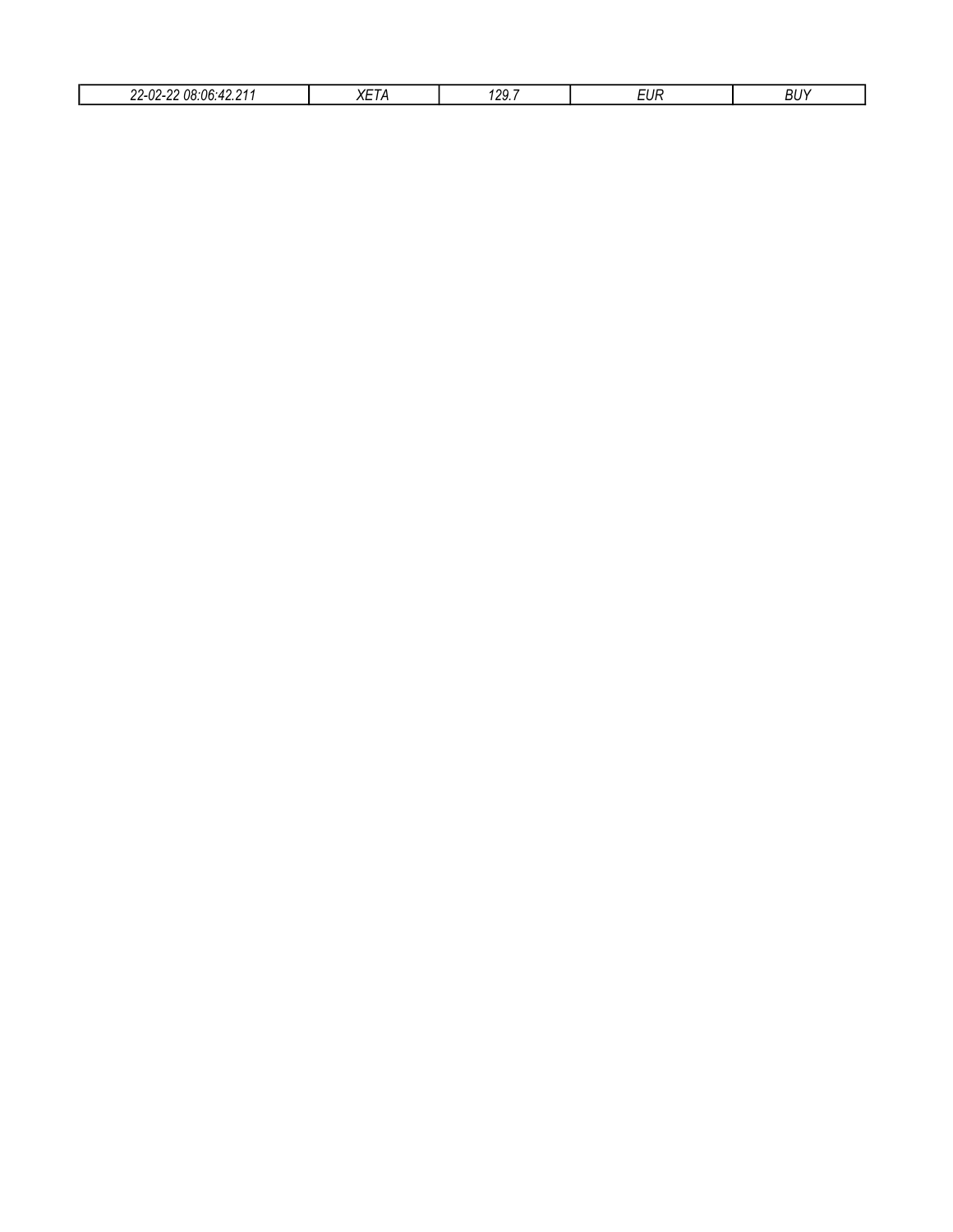| | | | | |
|---|---|---|---|---|
| *22-02-22 08:06:42.211* | *XETA* | *129.7* | *EUR* | *BUY* |